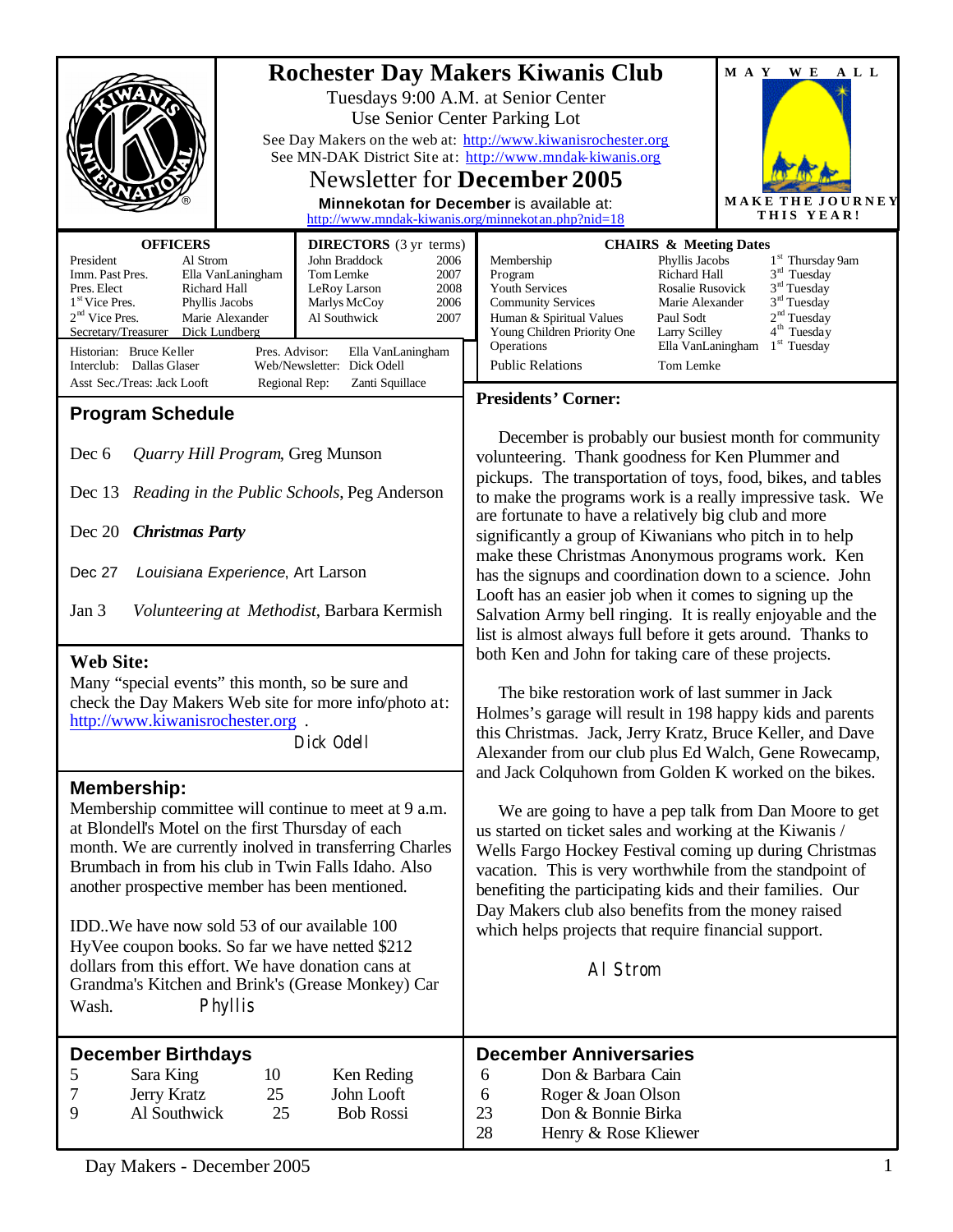# Rochester Day Makers Kiwanis Club

Tuesdays 9:00 A.M. at Senior Center
Use Senior Center Parking Lot

See Day Makers on the web at: http://www.kiwanisrochester.org
See MN-DAK District Site at: http://www.mndak-kiwanis.org

## Newsletter for **December 2005**

**Minnekotan for December** is available at:
http://www.mndak-kiwanis.org/minnekotan.php?nid=18

MAY WE ALL MAKE THE JOURNEY THIS YEAR!

### OFFICERS

| | |
|---|---|
| President | Al Strom |
| Imm. Past Pres. | Ella VanLaningham |
| Pres. Elect | Richard Hall |
| 1st Vice Pres. | Phyllis Jacobs |
| 2nd Vice Pres. | Marie Alexander |
| Secretary/Treasurer | Dick Lundberg |
| Historian: | Bruce Keller |
| Interclub: | Dallas Glaser |
| Asst Sec./Treas: | Jack Looft |
| Pres. Advisor: | Ella VanLaningham |
| Web/Newsletter: | Dick Odell |
| Regional Rep: | Zanti Squillace |

### DIRECTORS (3 yr terms)

| | |
|---|---|
| John Braddock | 2006 |
| Tom Lemke | 2007 |
| LeRoy Larson | 2008 |
| Marlys McCoy | 2006 |
| Al Southwick | 2007 |

### CHAIRS & Meeting Dates

| | | |
|---|---|---|
| Membership | Phyllis Jacobs | 1st Thursday 9am |
| Program | Richard Hall | 3rd Tuesday |
| Youth Services | Rosalie Rusovick | 3rd Tuesday |
| Community Services | Marie Alexander | 3rd Tuesday |
| Human & Spiritual Values | Paul Sodt | 2nd Tuesday |
| Young Children Priority One | Larry Scilley | 4th Tuesday |
| Operations | Ella VanLaningham | 1st Tuesday |
| Public Relations | Tom Lemke | |

## Program Schedule

Dec 6 *Quarry Hill Program*, Greg Munson

Dec 13 *Reading in the Public Schools*, Peg Anderson

Dec 20 ***Christmas Party***

Dec 27 *Louisiana Experience*, Art Larson

Jan 3 *Volunteering at Methodist*, Barbara Kermish

## Web Site:

Many "special events" this month, so be sure and check the Day Makers Web site for more info/photo at: http://www.kiwanisrochester.org .

Dick Odell

## Membership:

Membership committee will continue to meet at 9 a.m. at Blondell's Motel on the first Thursday of each month. We are currently inolved in transferring Charles Brumbach in from his club in Twin Falls Idaho. Also another prospective member has been mentioned.

IDD..We have now sold 53 of our available 100 HyVee coupon books. So far we have netted $212 dollars from this effort. We have donation cans at Grandma's Kitchen and Brink's (Grease Monkey) Car Wash. Phyllis

## Presidents' Corner:

December is probably our busiest month for community volunteering. Thank goodness for Ken Plummer and pickups. The transportation of toys, food, bikes, and tables to make the programs work is a really impressive task. We are fortunate to have a relatively big club and more significantly a group of Kiwanians who pitch in to help make these Christmas Anonymous programs work. Ken has the signups and coordination down to a science. John Looft has an easier job when it comes to signing up the Salvation Army bell ringing. It is really enjoyable and the list is almost always full before it gets around. Thanks to both Ken and John for taking care of these projects.

The bike restoration work of last summer in Jack Holmes's garage will result in 198 happy kids and parents this Christmas. Jack, Jerry Kratz, Bruce Keller, and Dave Alexander from our club plus Ed Walch, Gene Rowecamp, and Jack Colquhown from Golden K worked on the bikes.

We are going to have a pep talk from Dan Moore to get us started on ticket sales and working at the Kiwanis / Wells Fargo Hockey Festival coming up during Christmas vacation. This is very worthwhile from the standpoint of benefiting the participating kids and their families. Our Day Makers club also benefits from the money raised which helps projects that require financial support.

Al Strom

## December Birthdays

| | | | |
|---|---|---|---|
| 5 | Sara King | 10 | Ken Reding |
| 7 | Jerry Kratz | 25 | John Looft |
| 9 | Al Southwick | 25 | Bob Rossi |

## December Anniversaries

| | |
|---|---|
| 6 | Don & Barbara Cain |
| 6 | Roger & Joan Olson |
| 23 | Don & Bonnie Birka |
| 28 | Henry & Rose Kliewer |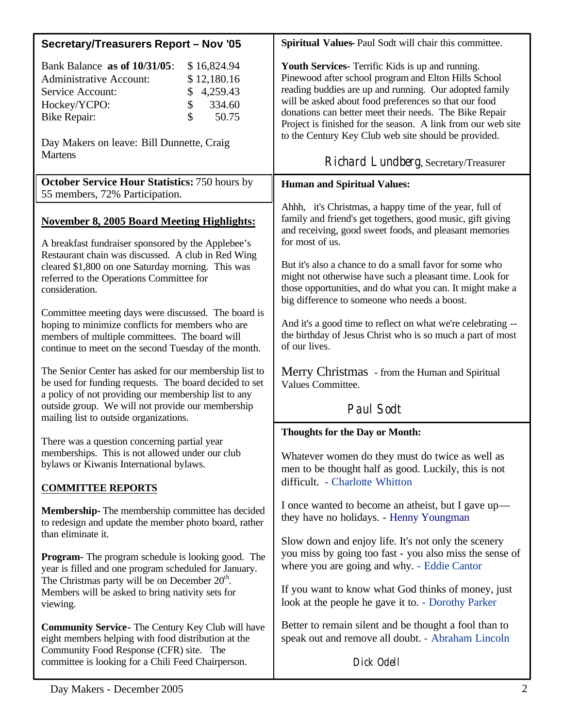## Secretary/Treasurers Report – Nov '05

| | |
|---|---|
| Bank Balance **as of 10/31/05**: | $ 16,824.94 |
| Administrative Account: | $ 12,180.16 |
| Service Account: | $ 4,259.43 |
| Hockey/YCPO: | $ 334.60 |
| Bike Repair: | $ 50.75 |

Day Makers on leave: Bill Dunnette, Craig Martens

**October Service Hour Statistics:** 750 hours by 55 members, 72% Participation.

## November 8, 2005 Board Meeting Highlights:

A breakfast fundraiser sponsored by the Applebee's Restaurant chain was discussed. A club in Red Wing cleared $1,800 on one Saturday morning. This was referred to the Operations Committee for consideration.

Committee meeting days were discussed. The board is hoping to minimize conflicts for members who are members of multiple committees. The board will continue to meet on the second Tuesday of the month.

The Senior Center has asked for our membership list to be used for funding requests. The board decided to set a policy of not providing our membership list to any outside group. We will not provide our membership mailing list to outside organizations.

There was a question concerning partial year memberships. This is not allowed under our club bylaws or Kiwanis International bylaws.

## COMMITTEE REPORTS

**Membership-** The membership committee has decided to redesign and update the member photo board, rather than eliminate it.

**Program-** The program schedule is looking good. The year is filled and one program scheduled for January. The Christmas party will be on December 20th. Members will be asked to bring nativity sets for viewing.

**Community Service-** The Century Key Club will have eight members helping with food distribution at the Community Food Response (CFR) site. The committee is looking for a Chili Feed Chairperson.

**Spiritual Values-** Paul Sodt will chair this committee.

**Youth Services-** Terrific Kids is up and running. Pinewood after school program and Elton Hills School reading buddies are up and running. Our adopted family will be asked about food preferences so that our food donations can better meet their needs. The Bike Repair Project is finished for the season. A link from our web site to the Century Key Club web site should be provided.

Richard Lundberg, Secretary/Treasurer

## Human and Spiritual Values:

Ahhh, it's Christmas, a happy time of the year, full of family and friend's get togethers, good music, gift giving and receiving, good sweet foods, and pleasant memories for most of us.

But it's also a chance to do a small favor for some who might not otherwise have such a pleasant time. Look for those opportunities, and do what you can. It might make a big difference to someone who needs a boost.

And it's a good time to reflect on what we're celebrating -- the birthday of Jesus Christ who is so much a part of most of our lives.

Merry Christmas - from the Human and Spiritual Values Committee.

Paul Sodt

## Thoughts for the Day or Month:

Whatever women do they must do twice as well as men to be thought half as good. Luckily, this is not difficult. - Charlotte Whitton

I once wanted to become an atheist, but I gave up—they have no holidays. - Henny Youngman

Slow down and enjoy life. It's not only the scenery you miss by going too fast - you also miss the sense of where you are going and why. - Eddie Cantor

If you want to know what God thinks of money, just look at the people he gave it to. - Dorothy Parker

Better to remain silent and be thought a fool than to speak out and remove all doubt. - Abraham Lincoln

Dick Odell